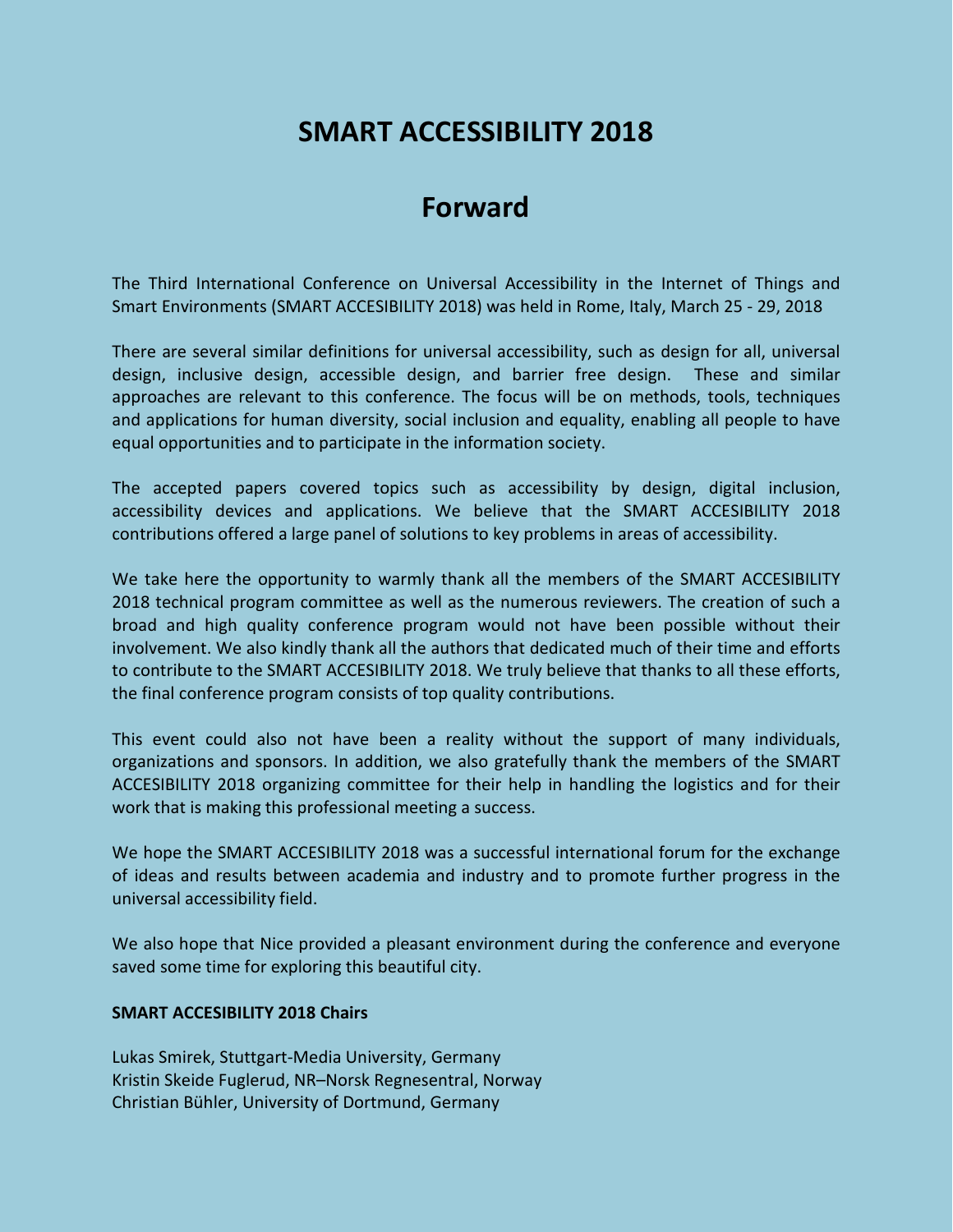# SMART ACCESSIBILITY 2018

## Forward

The Third International Conference on Universal Accessibility in the Internet of Things and Smart Environments (SMART ACCESIBILITY 2018) was held in Rome, Italy, March 25 - 29, 2018

There are several similar definitions for universal accessibility, such as design for all, universal design, inclusive design, accessible design, and barrier free design. These and similar approaches are relevant to this conference. The focus will be on methods, tools, techniques and applications for human diversity, social inclusion and equality, enabling all people to have equal opportunities and to participate in the information society.

The accepted papers covered topics such as accessibility by design, digital inclusion, accessibility devices and applications. We believe that the SMART ACCESIBILITY 2018 contributions offered a large panel of solutions to key problems in areas of accessibility.

We take here the opportunity to warmly thank all the members of the SMART ACCESIBILITY 2018 technical program committee as well as the numerous reviewers. The creation of such a broad and high quality conference program would not have been possible without their involvement. We also kindly thank all the authors that dedicated much of their time and efforts to contribute to the SMART ACCESIBILITY 2018. We truly believe that thanks to all these efforts, the final conference program consists of top quality contributions.

This event could also not have been a reality without the support of many individuals, organizations and sponsors. In addition, we also gratefully thank the members of the SMART ACCESIBILITY 2018 organizing committee for their help in handling the logistics and for their work that is making this professional meeting a success.

We hope the SMART ACCESIBILITY 2018 was a successful international forum for the exchange of ideas and results between academia and industry and to promote further progress in the universal accessibility field.

We also hope that Nice provided a pleasant environment during the conference and everyone saved some time for exploring this beautiful city.

**SMART ACCESIBILITY 2018 Chairs**

Lukas Smirek, Stuttgart-Media University, Germany
Kristin Skeide Fuglerud, NR–Norsk Regnesentral, Norway
Christian Bühler, University of Dortmund, Germany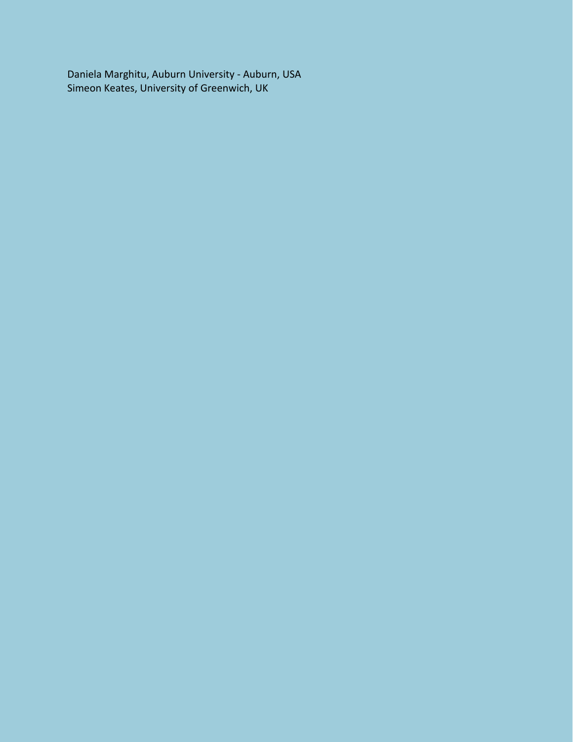Daniela Marghitu, Auburn University - Auburn, USA
Simeon Keates, University of Greenwich, UK